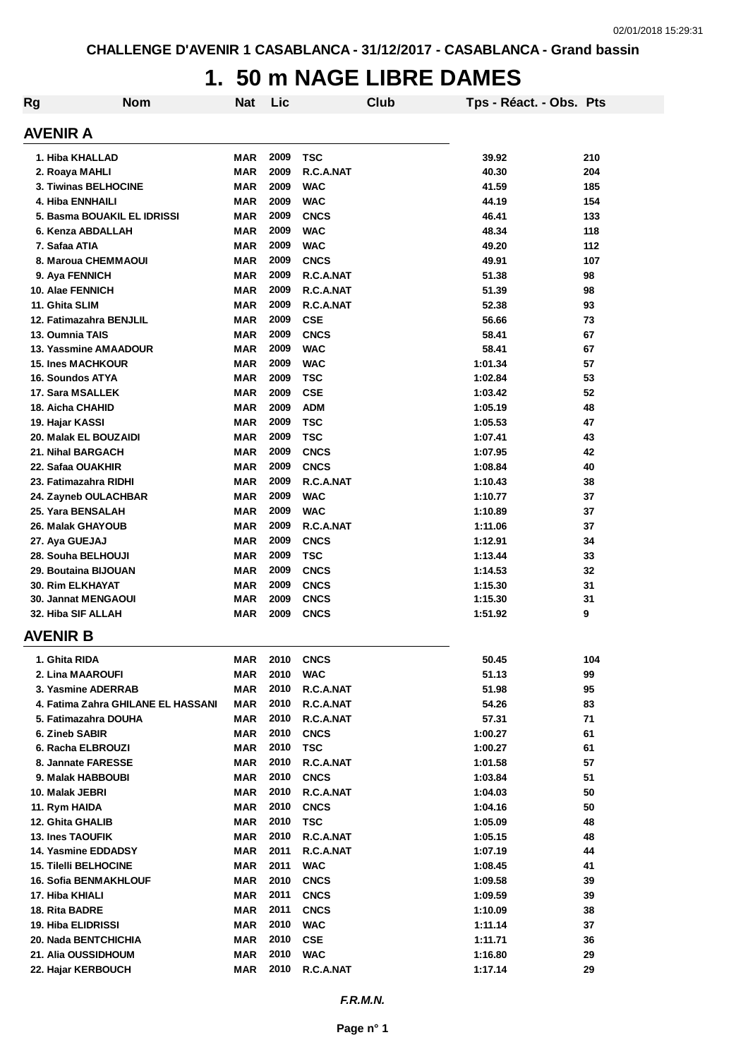CHALLENGE D'AVENIR 1 CASABLANCA - 31/12/2017 - CASABLANCA - Grand bassin

# 1. 50 m NAGE LIBRE DAMES

| Rg | Nom | Nat | Lic | Club | Tps - Réact. - Obs. | Pts |
|---|---|---|---|---|---|---|

## AVENIR A

| Rg | Nom | Nat | Lic | Club | Tps - Réact. - Obs. | Pts |
|---|---|---|---|---|---|---|
| 1. | Hiba KHALLAD | MAR | 2009 | TSC | 39.92 | 210 |
| 2. | Roaya MAHLI | MAR | 2009 | R.C.A.NAT | 40.30 | 204 |
| 3. | Tiwinas BELHOCINE | MAR | 2009 | WAC | 41.59 | 185 |
| 4. | Hiba ENNHAILI | MAR | 2009 | WAC | 44.19 | 154 |
| 5. | Basma BOUAKIL EL IDRISSI | MAR | 2009 | CNCS | 46.41 | 133 |
| 6. | Kenza ABDALLAH | MAR | 2009 | WAC | 48.34 | 118 |
| 7. | Safaa ATIA | MAR | 2009 | WAC | 49.20 | 112 |
| 8. | Maroua CHEMMAOUI | MAR | 2009 | CNCS | 49.91 | 107 |
| 9. | Aya FENNICH | MAR | 2009 | R.C.A.NAT | 51.38 | 98 |
| 10. | Alae FENNICH | MAR | 2009 | R.C.A.NAT | 51.39 | 98 |
| 11. | Ghita SLIM | MAR | 2009 | R.C.A.NAT | 52.38 | 93 |
| 12. | Fatimazahra BENJLIL | MAR | 2009 | CSE | 56.66 | 73 |
| 13. | Oumnia TAIS | MAR | 2009 | CNCS | 58.41 | 67 |
| 13. | Yassmine AMAADOUR | MAR | 2009 | WAC | 58.41 | 67 |
| 15. | Ines MACHKOUR | MAR | 2009 | WAC | 1:01.34 | 57 |
| 16. | Soundos ATYA | MAR | 2009 | TSC | 1:02.84 | 53 |
| 17. | Sara MSALLEK | MAR | 2009 | CSE | 1:03.42 | 52 |
| 18. | Aicha CHAHID | MAR | 2009 | ADM | 1:05.19 | 48 |
| 19. | Hajar KASSI | MAR | 2009 | TSC | 1:05.53 | 47 |
| 20. | Malak EL BOUZAIDI | MAR | 2009 | TSC | 1:07.41 | 43 |
| 21. | Nihal BARGACH | MAR | 2009 | CNCS | 1:07.95 | 42 |
| 22. | Safaa OUAKHIR | MAR | 2009 | CNCS | 1:08.84 | 40 |
| 23. | Fatimazahra RIDHI | MAR | 2009 | R.C.A.NAT | 1:10.43 | 38 |
| 24. | Zayneb OULACHBAR | MAR | 2009 | WAC | 1:10.77 | 37 |
| 25. | Yara BENSALAH | MAR | 2009 | WAC | 1:10.89 | 37 |
| 26. | Malak GHAYOUB | MAR | 2009 | R.C.A.NAT | 1:11.06 | 37 |
| 27. | Aya GUEJAJ | MAR | 2009 | CNCS | 1:12.91 | 34 |
| 28. | Souha BELHOUJI | MAR | 2009 | TSC | 1:13.44 | 33 |
| 29. | Boutaina BIJOUAN | MAR | 2009 | CNCS | 1:14.53 | 32 |
| 30. | Rim ELKHAYAT | MAR | 2009 | CNCS | 1:15.30 | 31 |
| 30. | Jannat MENGAOUI | MAR | 2009 | CNCS | 1:15.30 | 31 |
| 32. | Hiba SIF ALLAH | MAR | 2009 | CNCS | 1:51.92 | 9 |

## AVENIR B

| Rg | Nom | Nat | Lic | Club | Tps - Réact. - Obs. | Pts |
|---|---|---|---|---|---|---|
| 1. | Ghita RIDA | MAR | 2010 | CNCS | 50.45 | 104 |
| 2. | Lina MAAROUFI | MAR | 2010 | WAC | 51.13 | 99 |
| 3. | Yasmine ADERRAB | MAR | 2010 | R.C.A.NAT | 51.98 | 95 |
| 4. | Fatima Zahra GHILANE EL HASSANI | MAR | 2010 | R.C.A.NAT | 54.26 | 83 |
| 5. | Fatimazahra DOUHA | MAR | 2010 | R.C.A.NAT | 57.31 | 71 |
| 6. | Zineb SABIR | MAR | 2010 | CNCS | 1:00.27 | 61 |
| 6. | Racha ELBROUZI | MAR | 2010 | TSC | 1:00.27 | 61 |
| 8. | Jannate FARESSE | MAR | 2010 | R.C.A.NAT | 1:01.58 | 57 |
| 9. | Malak HABBOUBI | MAR | 2010 | CNCS | 1:03.84 | 51 |
| 10. | Malak JEBRI | MAR | 2010 | R.C.A.NAT | 1:04.03 | 50 |
| 11. | Rym HAIDA | MAR | 2010 | CNCS | 1:04.16 | 50 |
| 12. | Ghita GHALIB | MAR | 2010 | TSC | 1:05.09 | 48 |
| 13. | Ines TAOUFIK | MAR | 2010 | R.C.A.NAT | 1:05.15 | 48 |
| 14. | Yasmine EDDADSY | MAR | 2011 | R.C.A.NAT | 1:07.19 | 44 |
| 15. | Tilelli BELHOCINE | MAR | 2011 | WAC | 1:08.45 | 41 |
| 16. | Sofia BENMAKHLOUF | MAR | 2010 | CNCS | 1:09.58 | 39 |
| 17. | Hiba KHIALI | MAR | 2011 | CNCS | 1:09.59 | 39 |
| 18. | Rita BADRE | MAR | 2011 | CNCS | 1:10.09 | 38 |
| 19. | Hiba ELIDRISSI | MAR | 2010 | WAC | 1:11.14 | 37 |
| 20. | Nada BENTCHICHIA | MAR | 2010 | CSE | 1:11.71 | 36 |
| 21. | Alia OUSSIDHOUM | MAR | 2010 | WAC | 1:16.80 | 29 |
| 22. | Hajar KERBOUCH | MAR | 2010 | R.C.A.NAT | 1:17.14 | 29 |

*F.R.M.N.*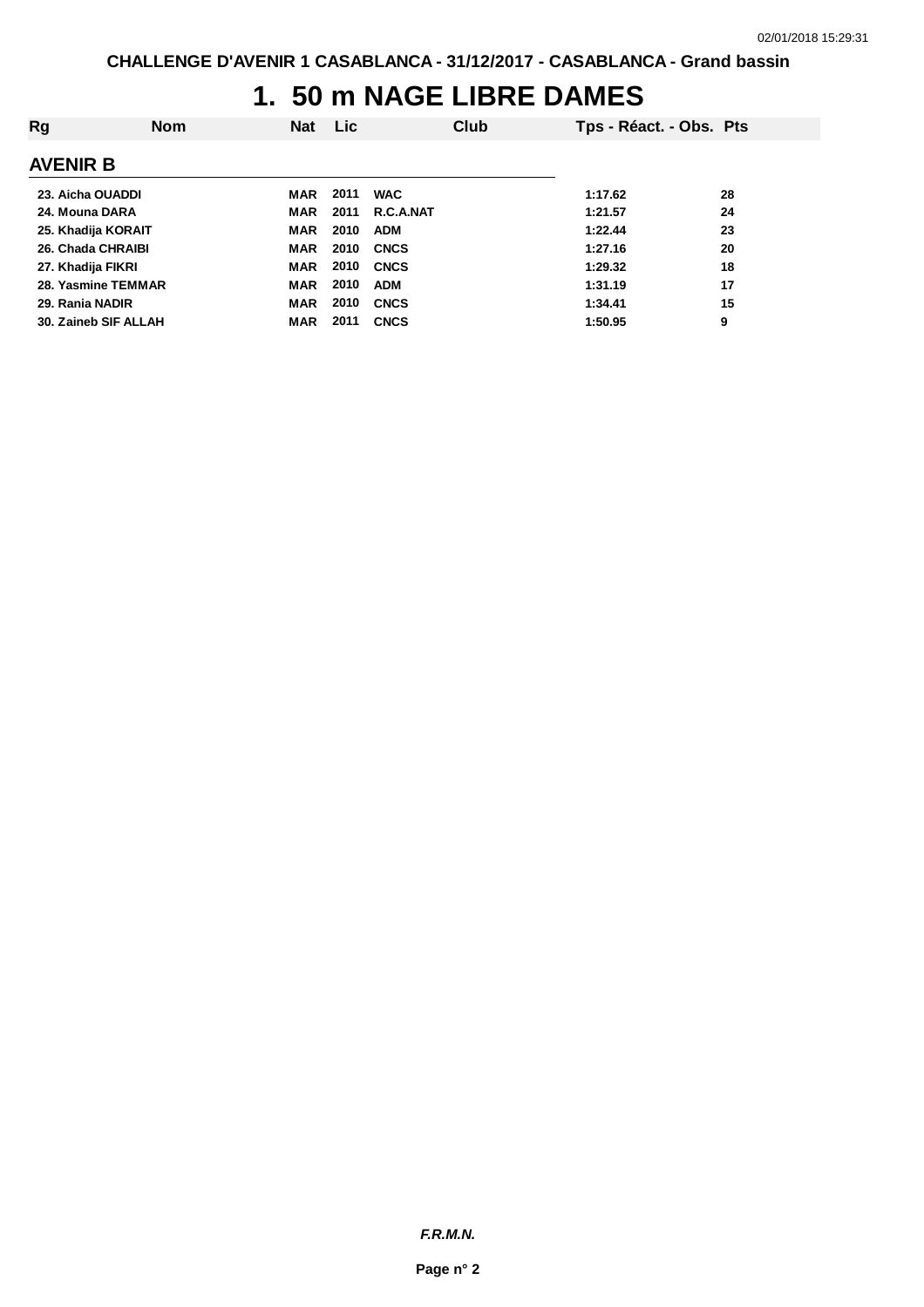CHALLENGE D'AVENIR 1 CASABLANCA - 31/12/2017 - CASABLANCA - Grand bassin

# 1. 50 m NAGE LIBRE DAMES

| Rg | Nom | Nat | Lic | Club | Tps - Réact. - Obs. | Pts |
|---|---|---|---|---|---|---|
| **AVENIR B** | | | | | | |
| 23. | Aicha OUADDI | MAR | 2011 | WAC | 1:17.62 | 28 |
| 24. | Mouna DARA | MAR | 2011 | R.C.A.NAT | 1:21.57 | 24 |
| 25. | Khadija KORAIT | MAR | 2010 | ADM | 1:22.44 | 23 |
| 26. | Chada CHRAIBI | MAR | 2010 | CNCS | 1:27.16 | 20 |
| 27. | Khadija FIKRI | MAR | 2010 | CNCS | 1:29.32 | 18 |
| 28. | Yasmine TEMMAR | MAR | 2010 | ADM | 1:31.19 | 17 |
| 29. | Rania NADIR | MAR | 2010 | CNCS | 1:34.41 | 15 |
| 30. | Zaineb SIF ALLAH | MAR | 2011 | CNCS | 1:50.95 | 9 |

*F.R.M.N.*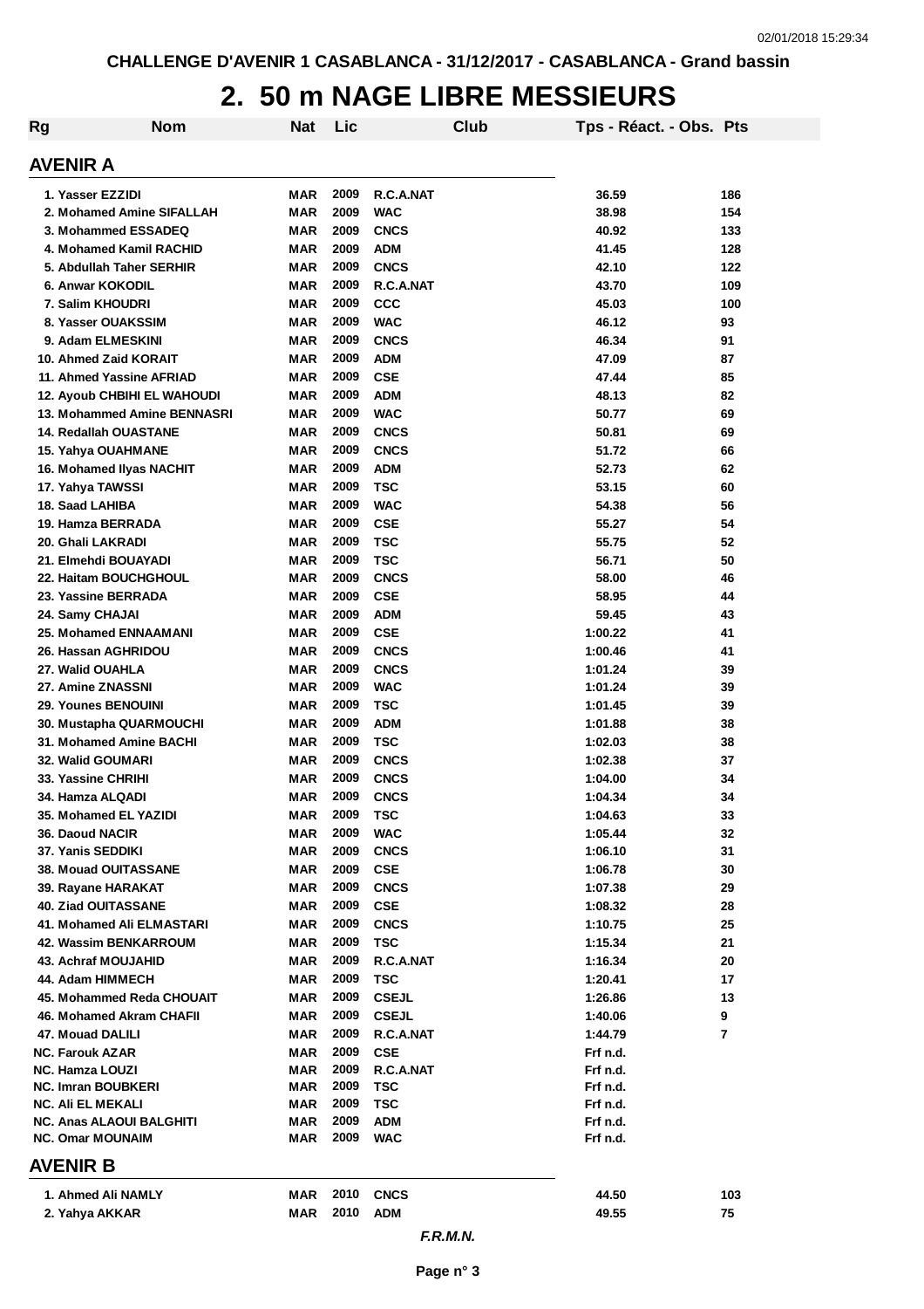CHALLENGE D'AVENIR 1 CASABLANCA - 31/12/2017 - CASABLANCA - Grand bassin

# 2. 50 m NAGE LIBRE MESSIEURS

| Rg | Nom | Nat | Lic | Club | Tps - Réact. - Obs. | Pts |
|---|---|---|---|---|---|---|

## AVENIR A

| Rg | Nom | Nat | Lic | Club | Tps - Réact. - Obs. | Pts |
|---|---|---|---|---|---|---|
| 1. | Yasser EZZIDI | MAR | 2009 | R.C.A.NAT | 36.59 | 186 |
| 2. | Mohamed Amine SIFALLAH | MAR | 2009 | WAC | 38.98 | 154 |
| 3. | Mohammed ESSADEQ | MAR | 2009 | CNCS | 40.92 | 133 |
| 4. | Mohamed Kamil RACHID | MAR | 2009 | ADM | 41.45 | 128 |
| 5. | Abdullah Taher SERHIR | MAR | 2009 | CNCS | 42.10 | 122 |
| 6. | Anwar KOKODIL | MAR | 2009 | R.C.A.NAT | 43.70 | 109 |
| 7. | Salim KHOUDRI | MAR | 2009 | CCC | 45.03 | 100 |
| 8. | Yasser OUAKSSIM | MAR | 2009 | WAC | 46.12 | 93 |
| 9. | Adam ELMESKINI | MAR | 2009 | CNCS | 46.34 | 91 |
| 10. | Ahmed Zaid KORAIT | MAR | 2009 | ADM | 47.09 | 87 |
| 11. | Ahmed Yassine AFRIAD | MAR | 2009 | CSE | 47.44 | 85 |
| 12. | Ayoub CHBIHI EL WAHOUDI | MAR | 2009 | ADM | 48.13 | 82 |
| 13. | Mohammed Amine BENNASRI | MAR | 2009 | WAC | 50.77 | 69 |
| 14. | Redallah OUASTANE | MAR | 2009 | CNCS | 50.81 | 69 |
| 15. | Yahya OUAHMANE | MAR | 2009 | CNCS | 51.72 | 66 |
| 16. | Mohamed Ilyas NACHIT | MAR | 2009 | ADM | 52.73 | 62 |
| 17. | Yahya TAWSSI | MAR | 2009 | TSC | 53.15 | 60 |
| 18. | Saad LAHIBA | MAR | 2009 | WAC | 54.38 | 56 |
| 19. | Hamza BERRADA | MAR | 2009 | CSE | 55.27 | 54 |
| 20. | Ghali LAKRADI | MAR | 2009 | TSC | 55.75 | 52 |
| 21. | Elmehdi BOUAYADI | MAR | 2009 | TSC | 56.71 | 50 |
| 22. | Haitam BOUCHGHOUL | MAR | 2009 | CNCS | 58.00 | 46 |
| 23. | Yassine BERRADA | MAR | 2009 | CSE | 58.95 | 44 |
| 24. | Samy CHAJAI | MAR | 2009 | ADM | 59.45 | 43 |
| 25. | Mohamed ENNAAMANI | MAR | 2009 | CSE | 1:00.22 | 41 |
| 26. | Hassan AGHRIDOU | MAR | 2009 | CNCS | 1:00.46 | 41 |
| 27. | Walid OUAHLA | MAR | 2009 | CNCS | 1:01.24 | 39 |
| 27. | Amine ZNASSNI | MAR | 2009 | WAC | 1:01.24 | 39 |
| 29. | Younes BENOUINI | MAR | 2009 | TSC | 1:01.45 | 39 |
| 30. | Mustapha QUARMOUCHI | MAR | 2009 | ADM | 1:01.88 | 38 |
| 31. | Mohamed Amine BACHI | MAR | 2009 | TSC | 1:02.03 | 38 |
| 32. | Walid GOUMARI | MAR | 2009 | CNCS | 1:02.38 | 37 |
| 33. | Yassine CHRIHI | MAR | 2009 | CNCS | 1:04.00 | 34 |
| 34. | Hamza ALQADI | MAR | 2009 | CNCS | 1:04.34 | 34 |
| 35. | Mohamed EL YAZIDI | MAR | 2009 | TSC | 1:04.63 | 33 |
| 36. | Daoud NACIR | MAR | 2009 | WAC | 1:05.44 | 32 |
| 37. | Yanis SEDDIKI | MAR | 2009 | CNCS | 1:06.10 | 31 |
| 38. | Mouad OUITASSANE | MAR | 2009 | CSE | 1:06.78 | 30 |
| 39. | Rayane HARAKAT | MAR | 2009 | CNCS | 1:07.38 | 29 |
| 40. | Ziad OUITASSANE | MAR | 2009 | CSE | 1:08.32 | 28 |
| 41. | Mohamed Ali ELMASTARI | MAR | 2009 | CNCS | 1:10.75 | 25 |
| 42. | Wassim BENKARROUM | MAR | 2009 | TSC | 1:15.34 | 21 |
| 43. | Achraf MOUJAHID | MAR | 2009 | R.C.A.NAT | 1:16.34 | 20 |
| 44. | Adam HIMMECH | MAR | 2009 | TSC | 1:20.41 | 17 |
| 45. | Mohammed Reda CHOUAIT | MAR | 2009 | CSEJL | 1:26.86 | 13 |
| 46. | Mohamed Akram CHAFII | MAR | 2009 | CSEJL | 1:40.06 | 9 |
| 47. | Mouad DALILI | MAR | 2009 | R.C.A.NAT | 1:44.79 | 7 |
| NC. | Farouk AZAR | MAR | 2009 | CSE | Frf n.d. | |
| NC. | Hamza LOUZI | MAR | 2009 | R.C.A.NAT | Frf n.d. | |
| NC. | Imran BOUBKERI | MAR | 2009 | TSC | Frf n.d. | |
| NC. | Ali EL MEKALI | MAR | 2009 | TSC | Frf n.d. | |
| NC. | Anas ALAOUI BALGHITI | MAR | 2009 | ADM | Frf n.d. | |
| NC. | Omar MOUNAIM | MAR | 2009 | WAC | Frf n.d. | |

## AVENIR B

| Rg | Nom | Nat | Lic | Club | Tps - Réact. - Obs. | Pts |
|---|---|---|---|---|---|---|
| 1. | Ahmed Ali NAMLY | MAR | 2010 | CNCS | 44.50 | 103 |
| 2. | Yahya AKKAR | MAR | 2010 | ADM | 49.55 | 75 |

*F.R.M.N.*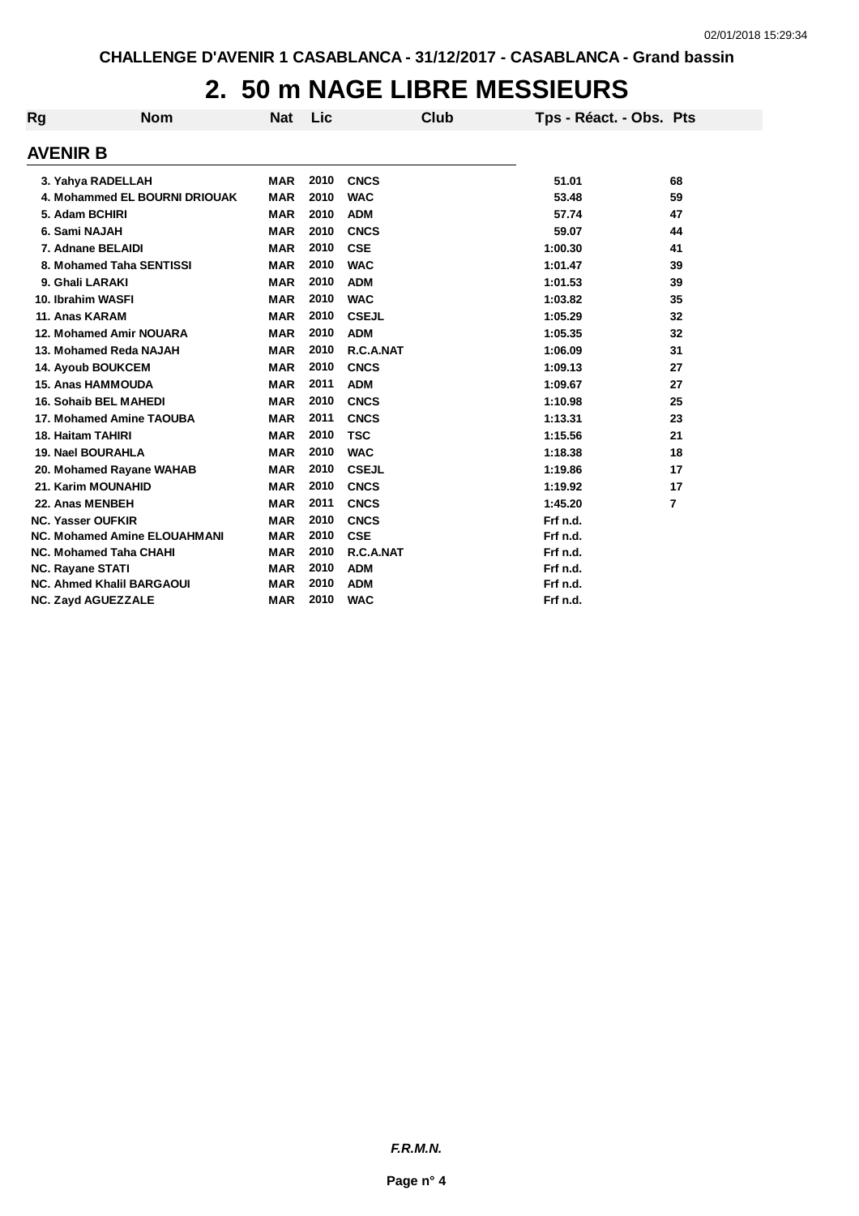# 2. 50 m NAGE LIBRE MESSIEURS

## AVENIR B

| Rg | Nom | Nat | Lic | Club | Tps - Réact. - Obs. | Pts |
|---|---|---|---|---|---|---|
| 3. | Yahya RADELLAH | MAR | 2010 | CNCS | 51.01 | 68 |
| 4. | Mohammed EL BOURNI DRIOUAK | MAR | 2010 | WAC | 53.48 | 59 |
| 5. | Adam BCHIRI | MAR | 2010 | ADM | 57.74 | 47 |
| 6. | Sami NAJAH | MAR | 2010 | CNCS | 59.07 | 44 |
| 7. | Adnane BELAIDI | MAR | 2010 | CSE | 1:00.30 | 41 |
| 8. | Mohamed Taha SENTISSI | MAR | 2010 | WAC | 1:01.47 | 39 |
| 9. | Ghali LARAKI | MAR | 2010 | ADM | 1:01.53 | 39 |
| 10. | Ibrahim WASFI | MAR | 2010 | WAC | 1:03.82 | 35 |
| 11. | Anas KARAM | MAR | 2010 | CSEJL | 1:05.29 | 32 |
| 12. | Mohamed Amir NOUARA | MAR | 2010 | ADM | 1:05.35 | 32 |
| 13. | Mohamed Reda NAJAH | MAR | 2010 | R.C.A.NAT | 1:06.09 | 31 |
| 14. | Ayoub BOUKCEM | MAR | 2010 | CNCS | 1:09.13 | 27 |
| 15. | Anas HAMMOUDA | MAR | 2011 | ADM | 1:09.67 | 27 |
| 16. | Sohaib BEL MAHEDI | MAR | 2010 | CNCS | 1:10.98 | 25 |
| 17. | Mohamed Amine TAOUBA | MAR | 2011 | CNCS | 1:13.31 | 23 |
| 18. | Haitam TAHIRI | MAR | 2010 | TSC | 1:15.56 | 21 |
| 19. | Nael BOURAHLA | MAR | 2010 | WAC | 1:18.38 | 18 |
| 20. | Mohamed Rayane WAHAB | MAR | 2010 | CSEJL | 1:19.86 | 17 |
| 21. | Karim MOUNAHID | MAR | 2010 | CNCS | 1:19.92 | 17 |
| 22. | Anas MENBEH | MAR | 2011 | CNCS | 1:45.20 | 7 |
| NC. | Yasser OUFKIR | MAR | 2010 | CNCS | Frf n.d. | |
| NC. | Mohamed Amine ELOUAHMANI | MAR | 2010 | CSE | Frf n.d. | |
| NC. | Mohamed Taha CHAHI | MAR | 2010 | R.C.A.NAT | Frf n.d. | |
| NC. | Rayane STATI | MAR | 2010 | ADM | Frf n.d. | |
| NC. | Ahmed Khalil BARGAOUI | MAR | 2010 | ADM | Frf n.d. | |
| NC. | Zayd AGUEZZALE | MAR | 2010 | WAC | Frf n.d. | |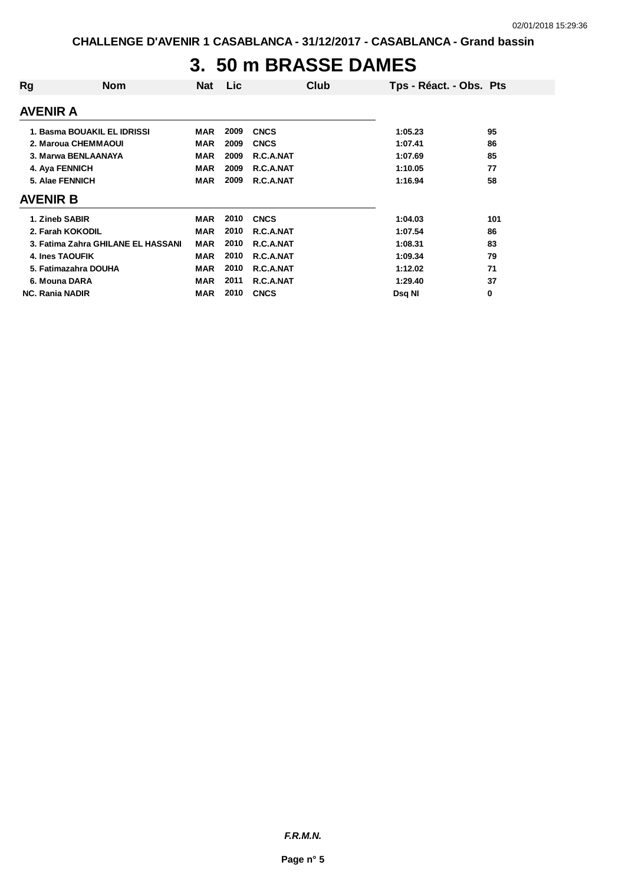# 3. 50 m BRASSE DAMES

| Rg | Nom | Nat | Lic | Club | Tps - Réact. - Obs. | Pts |
|---|---|---|---|---|---|---|
| **AVENIR A** | | | | | | |
| 1. | Basma BOUAKIL EL IDRISSI | MAR | 2009 | CNCS | 1:05.23 | 95 |
| 2. | Maroua CHEMMAOUI | MAR | 2009 | CNCS | 1:07.41 | 86 |
| 3. | Marwa BENLAANAYA | MAR | 2009 | R.C.A.NAT | 1:07.69 | 85 |
| 4. | Aya FENNICH | MAR | 2009 | R.C.A.NAT | 1:10.05 | 77 |
| 5. | Alae FENNICH | MAR | 2009 | R.C.A.NAT | 1:16.94 | 58 |
| **AVENIR B** | | | | | | |
| 1. | Zineb SABIR | MAR | 2010 | CNCS | 1:04.03 | 101 |
| 2. | Farah KOKODIL | MAR | 2010 | R.C.A.NAT | 1:07.54 | 86 |
| 3. | Fatima Zahra GHILANE EL HASSANI | MAR | 2010 | R.C.A.NAT | 1:08.31 | 83 |
| 4. | Ines TAOUFIK | MAR | 2010 | R.C.A.NAT | 1:09.34 | 79 |
| 5. | Fatimazahra DOUHA | MAR | 2010 | R.C.A.NAT | 1:12.02 | 71 |
| 6. | Mouna DARA | MAR | 2011 | R.C.A.NAT | 1:29.40 | 37 |
| NC. | Rania NADIR | MAR | 2010 | CNCS | Dsq NI | 0 |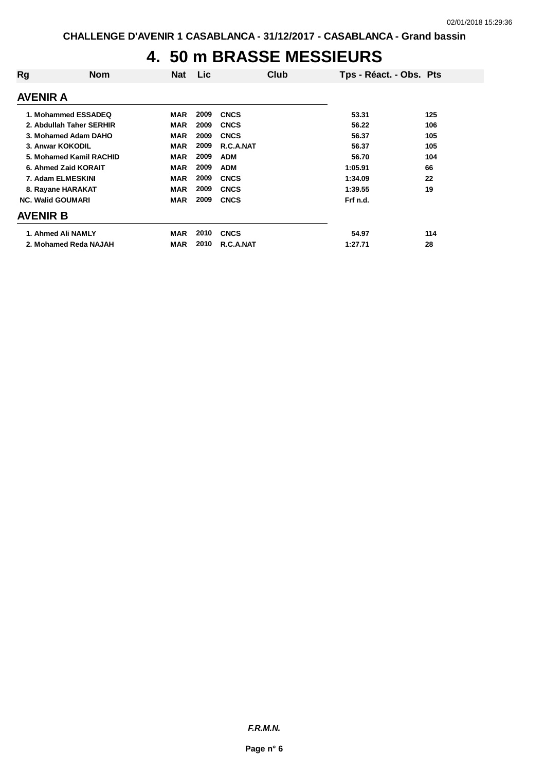# 4. 50 m BRASSE MESSIEURS

| Rg | Nom | Nat | Lic | Club | Tps - Réact. - Obs. | Pts |
|---|---|---|---|---|---|---|
| **AVENIR A** | | | | | | |
| 1. | Mohammed ESSADEQ | MAR | 2009 | CNCS | 53.31 | 125 |
| 2. | Abdullah Taher SERHIR | MAR | 2009 | CNCS | 56.22 | 106 |
| 3. | Mohamed Adam DAHO | MAR | 2009 | CNCS | 56.37 | 105 |
| 3. | Anwar KOKODIL | MAR | 2009 | R.C.A.NAT | 56.37 | 105 |
| 5. | Mohamed Kamil RACHID | MAR | 2009 | ADM | 56.70 | 104 |
| 6. | Ahmed Zaid KORAIT | MAR | 2009 | ADM | 1:05.91 | 66 |
| 7. | Adam ELMESKINI | MAR | 2009 | CNCS | 1:34.09 | 22 |
| 8. | Rayane HARAKAT | MAR | 2009 | CNCS | 1:39.55 | 19 |
| NC. | Walid GOUMARI | MAR | 2009 | CNCS | Frf n.d. | |
| **AVENIR B** | | | | | | |
| 1. | Ahmed Ali NAMLY | MAR | 2010 | CNCS | 54.97 | 114 |
| 2. | Mohamed Reda NAJAH | MAR | 2010 | R.C.A.NAT | 1:27.71 | 28 |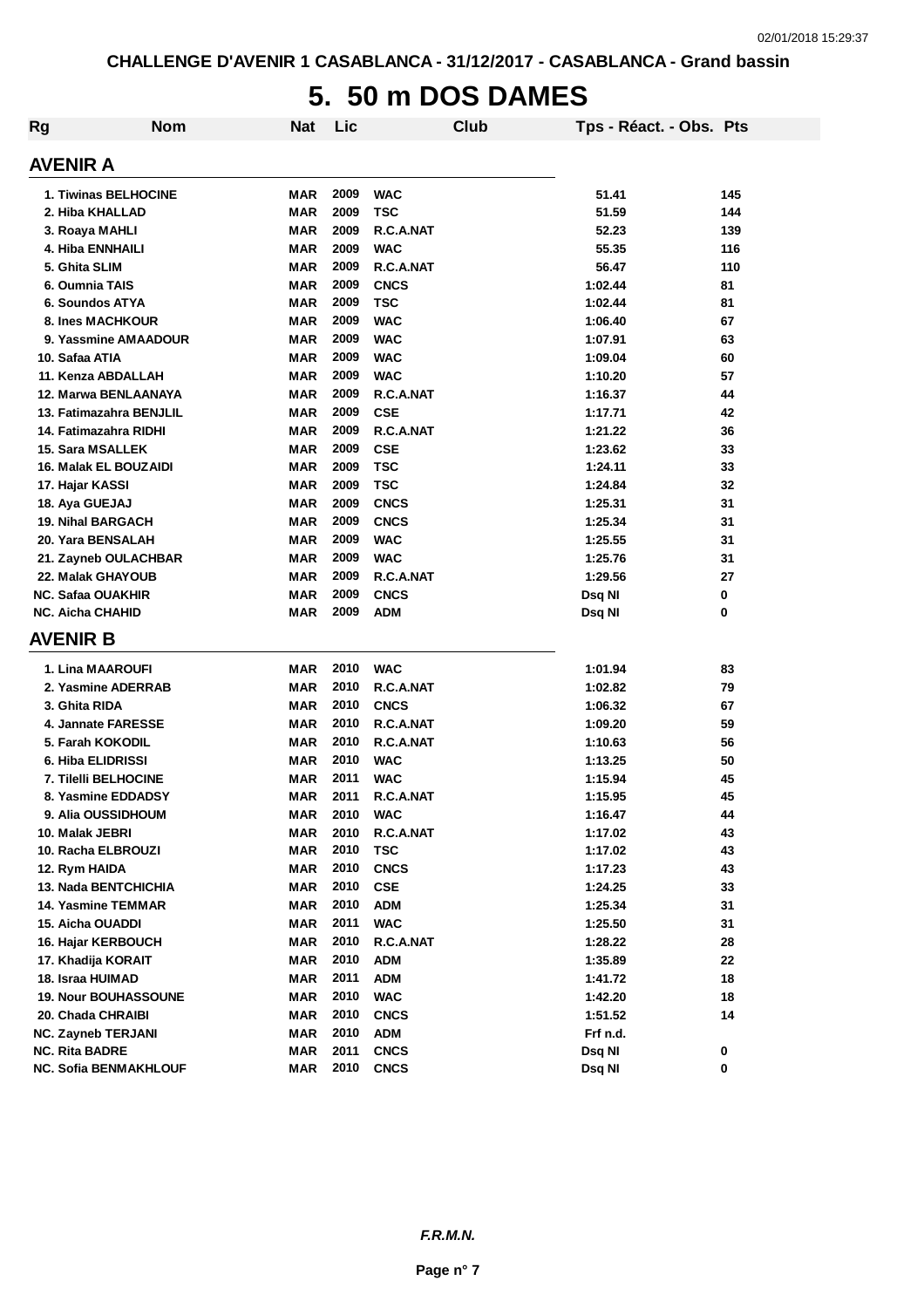CHALLENGE D'AVENIR 1 CASABLANCA - 31/12/2017 - CASABLANCA - Grand bassin

# 5. 50 m DOS DAMES

| Rg | Nom | Nat | Lic | Club | Tps - Réact. - Obs. | Pts |
|---|---|---|---|---|---|---|
| **AVENIR A** | | | | | | |
| 1. | Tiwinas BELHOCINE | MAR | 2009 | WAC | 51.41 | 145 |
| 2. | Hiba KHALLAD | MAR | 2009 | TSC | 51.59 | 144 |
| 3. | Roaya MAHLI | MAR | 2009 | R.C.A.NAT | 52.23 | 139 |
| 4. | Hiba ENNHAILI | MAR | 2009 | WAC | 55.35 | 116 |
| 5. | Ghita SLIM | MAR | 2009 | R.C.A.NAT | 56.47 | 110 |
| 6. | Oumnia TAIS | MAR | 2009 | CNCS | 1:02.44 | 81 |
| 6. | Soundos ATYA | MAR | 2009 | TSC | 1:02.44 | 81 |
| 8. | Ines MACHKOUR | MAR | 2009 | WAC | 1:06.40 | 67 |
| 9. | Yassmine AMAADOUR | MAR | 2009 | WAC | 1:07.91 | 63 |
| 10. | Safaa ATIA | MAR | 2009 | WAC | 1:09.04 | 60 |
| 11. | Kenza ABDALLAH | MAR | 2009 | WAC | 1:10.20 | 57 |
| 12. | Marwa BENLAANAYA | MAR | 2009 | R.C.A.NAT | 1:16.37 | 44 |
| 13. | Fatimazahra BENJLIL | MAR | 2009 | CSE | 1:17.71 | 42 |
| 14. | Fatimazahra RIDHI | MAR | 2009 | R.C.A.NAT | 1:21.22 | 36 |
| 15. | Sara MSALLEK | MAR | 2009 | CSE | 1:23.62 | 33 |
| 16. | Malak EL BOUZAIDI | MAR | 2009 | TSC | 1:24.11 | 33 |
| 17. | Hajar KASSI | MAR | 2009 | TSC | 1:24.84 | 32 |
| 18. | Aya GUEJAJ | MAR | 2009 | CNCS | 1:25.31 | 31 |
| 19. | Nihal BARGACH | MAR | 2009 | CNCS | 1:25.34 | 31 |
| 20. | Yara BENSALAH | MAR | 2009 | WAC | 1:25.55 | 31 |
| 21. | Zayneb OULACHBAR | MAR | 2009 | WAC | 1:25.76 | 31 |
| 22. | Malak GHAYOUB | MAR | 2009 | R.C.A.NAT | 1:29.56 | 27 |
| NC. | Safaa OUAKHIR | MAR | 2009 | CNCS | Dsq NI | 0 |
| NC. | Aicha CHAHID | MAR | 2009 | ADM | Dsq NI | 0 |
| **AVENIR B** | | | | | | |
| 1. | Lina MAAROUFI | MAR | 2010 | WAC | 1:01.94 | 83 |
| 2. | Yasmine ADERRAB | MAR | 2010 | R.C.A.NAT | 1:02.82 | 79 |
| 3. | Ghita RIDA | MAR | 2010 | CNCS | 1:06.32 | 67 |
| 4. | Jannate FARESSE | MAR | 2010 | R.C.A.NAT | 1:09.20 | 59 |
| 5. | Farah KOKODIL | MAR | 2010 | R.C.A.NAT | 1:10.63 | 56 |
| 6. | Hiba ELIDRISSI | MAR | 2010 | WAC | 1:13.25 | 50 |
| 7. | Tilelli BELHOCINE | MAR | 2011 | WAC | 1:15.94 | 45 |
| 8. | Yasmine EDDADSY | MAR | 2011 | R.C.A.NAT | 1:15.95 | 45 |
| 9. | Alia OUSSIDHOUM | MAR | 2010 | WAC | 1:16.47 | 44 |
| 10. | Malak JEBRI | MAR | 2010 | R.C.A.NAT | 1:17.02 | 43 |
| 10. | Racha ELBROUZI | MAR | 2010 | TSC | 1:17.02 | 43 |
| 12. | Rym HAIDA | MAR | 2010 | CNCS | 1:17.23 | 43 |
| 13. | Nada BENTCHICHIA | MAR | 2010 | CSE | 1:24.25 | 33 |
| 14. | Yasmine TEMMAR | MAR | 2010 | ADM | 1:25.34 | 31 |
| 15. | Aicha OUADDI | MAR | 2011 | WAC | 1:25.50 | 31 |
| 16. | Hajar KERBOUCH | MAR | 2010 | R.C.A.NAT | 1:28.22 | 28 |
| 17. | Khadija KORAIT | MAR | 2010 | ADM | 1:35.89 | 22 |
| 18. | Israa HUIMAD | MAR | 2011 | ADM | 1:41.72 | 18 |
| 19. | Nour BOUHASSOUNE | MAR | 2010 | WAC | 1:42.20 | 18 |
| 20. | Chada CHRAIBI | MAR | 2010 | CNCS | 1:51.52 | 14 |
| NC. | Zayneb TERJANI | MAR | 2010 | ADM | Frf n.d. | |
| NC. | Rita BADRE | MAR | 2011 | CNCS | Dsq NI | 0 |
| NC. | Sofia BENMAKHLOUF | MAR | 2010 | CNCS | Dsq NI | 0 |

*F.R.M.N.*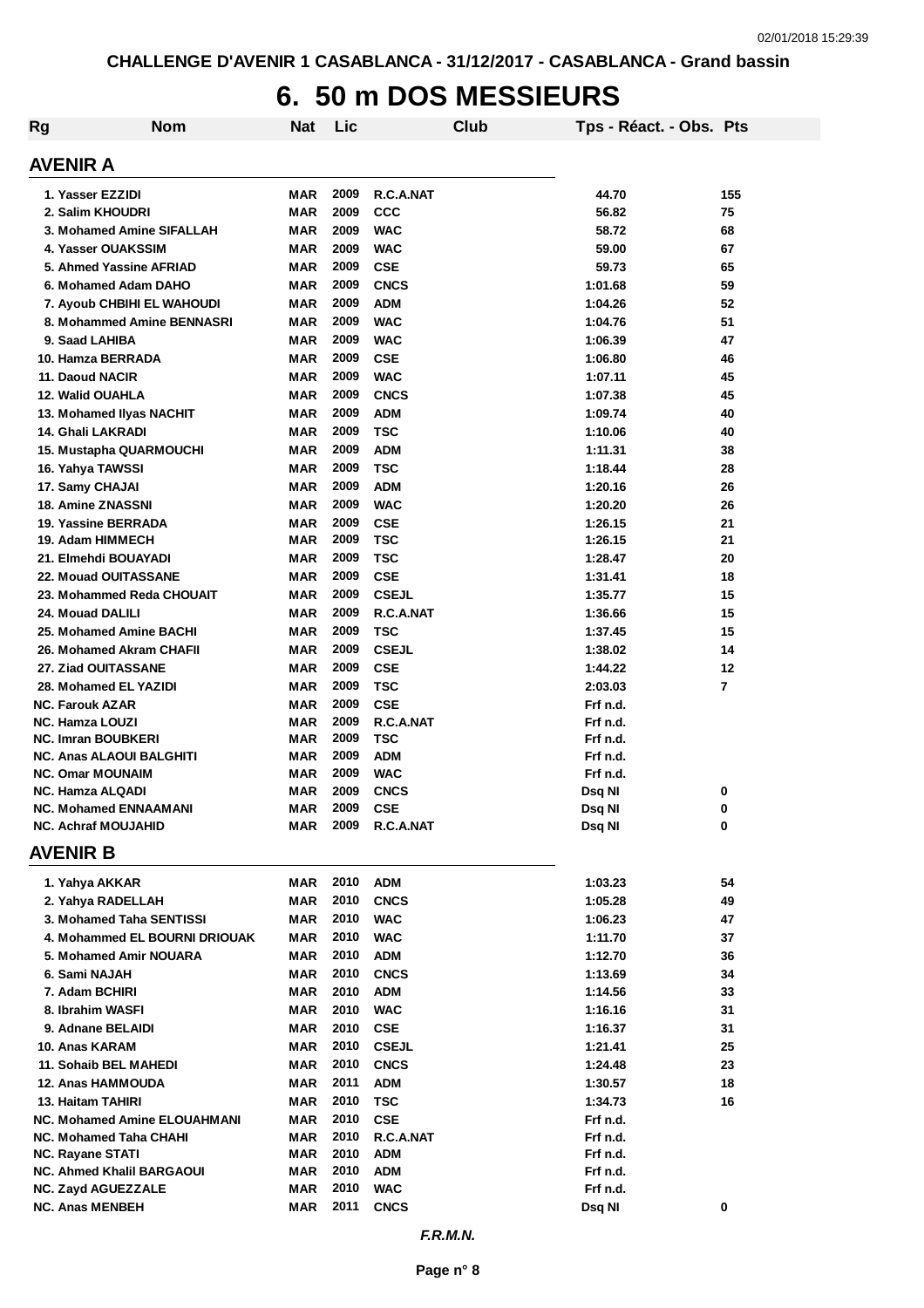CHALLENGE D'AVENIR 1 CASABLANCA - 31/12/2017 - CASABLANCA - Grand bassin

# 6. 50 m DOS MESSIEURS

| Rg | Nom | Nat | Lic | Club | Tps - Réact. - Obs. | Pts |
|---|---|---|---|---|---|---|

## AVENIR A

| Rg | Nom | Nat | Lic | Club | Tps - Réact. - Obs. | Pts |
|---|---|---|---|---|---|---|
| 1. | Yasser EZZIDI | MAR | 2009 | R.C.A.NAT | 44.70 | 155 |
| 2. | Salim KHOUDRI | MAR | 2009 | CCC | 56.82 | 75 |
| 3. | Mohamed Amine SIFALLAH | MAR | 2009 | WAC | 58.72 | 68 |
| 4. | Yasser OUAKSSIM | MAR | 2009 | WAC | 59.00 | 67 |
| 5. | Ahmed Yassine AFRIAD | MAR | 2009 | CSE | 59.73 | 65 |
| 6. | Mohamed Adam DAHO | MAR | 2009 | CNCS | 1:01.68 | 59 |
| 7. | Ayoub CHBIHI EL WAHOUDI | MAR | 2009 | ADM | 1:04.26 | 52 |
| 8. | Mohammed Amine BENNASRI | MAR | 2009 | WAC | 1:04.76 | 51 |
| 9. | Saad LAHIBA | MAR | 2009 | WAC | 1:06.39 | 47 |
| 10. | Hamza BERRADA | MAR | 2009 | CSE | 1:06.80 | 46 |
| 11. | Daoud NACIR | MAR | 2009 | WAC | 1:07.11 | 45 |
| 12. | Walid OUAHLA | MAR | 2009 | CNCS | 1:07.38 | 45 |
| 13. | Mohamed Ilyas NACHIT | MAR | 2009 | ADM | 1:09.74 | 40 |
| 14. | Ghali LAKRADI | MAR | 2009 | TSC | 1:10.06 | 40 |
| 15. | Mustapha QUARMOUCHI | MAR | 2009 | ADM | 1:11.31 | 38 |
| 16. | Yahya TAWSSI | MAR | 2009 | TSC | 1:18.44 | 28 |
| 17. | Samy CHAJAI | MAR | 2009 | ADM | 1:20.16 | 26 |
| 18. | Amine ZNASSNI | MAR | 2009 | WAC | 1:20.20 | 26 |
| 19. | Yassine BERRADA | MAR | 2009 | CSE | 1:26.15 | 21 |
| 19. | Adam HIMMECH | MAR | 2009 | TSC | 1:26.15 | 21 |
| 21. | Elmehdi BOUAYADI | MAR | 2009 | TSC | 1:28.47 | 20 |
| 22. | Mouad OUITASSANE | MAR | 2009 | CSE | 1:31.41 | 18 |
| 23. | Mohammed Reda CHOUAIT | MAR | 2009 | CSEJL | 1:35.77 | 15 |
| 24. | Mouad DALILI | MAR | 2009 | R.C.A.NAT | 1:36.66 | 15 |
| 25. | Mohamed Amine BACHI | MAR | 2009 | TSC | 1:37.45 | 15 |
| 26. | Mohamed Akram CHAFII | MAR | 2009 | CSEJL | 1:38.02 | 14 |
| 27. | Ziad OUITASSANE | MAR | 2009 | CSE | 1:44.22 | 12 |
| 28. | Mohamed EL YAZIDI | MAR | 2009 | TSC | 2:03.03 | 7 |
| NC. | Farouk AZAR | MAR | 2009 | CSE | Frf n.d. | |
| NC. | Hamza LOUZI | MAR | 2009 | R.C.A.NAT | Frf n.d. | |
| NC. | Imran BOUBKERI | MAR | 2009 | TSC | Frf n.d. | |
| NC. | Anas ALAOUI BALGHITI | MAR | 2009 | ADM | Frf n.d. | |
| NC. | Omar MOUNAIM | MAR | 2009 | WAC | Frf n.d. | |
| NC. | Hamza ALQADI | MAR | 2009 | CNCS | Dsq NI | 0 |
| NC. | Mohamed ENNAAMANI | MAR | 2009 | CSE | Dsq NI | 0 |
| NC. | Achraf MOUJAHID | MAR | 2009 | R.C.A.NAT | Dsq NI | 0 |

## AVENIR B

| Rg | Nom | Nat | Lic | Club | Tps - Réact. - Obs. | Pts |
|---|---|---|---|---|---|---|
| 1. | Yahya AKKAR | MAR | 2010 | ADM | 1:03.23 | 54 |
| 2. | Yahya RADELLAH | MAR | 2010 | CNCS | 1:05.28 | 49 |
| 3. | Mohamed Taha SENTISSI | MAR | 2010 | WAC | 1:06.23 | 47 |
| 4. | Mohammed EL BOURNI DRIOUAK | MAR | 2010 | WAC | 1:11.70 | 37 |
| 5. | Mohamed Amir NOUARA | MAR | 2010 | ADM | 1:12.70 | 36 |
| 6. | Sami NAJAH | MAR | 2010 | CNCS | 1:13.69 | 34 |
| 7. | Adam BCHIRI | MAR | 2010 | ADM | 1:14.56 | 33 |
| 8. | Ibrahim WASFI | MAR | 2010 | WAC | 1:16.16 | 31 |
| 9. | Adnane BELAIDI | MAR | 2010 | CSE | 1:16.37 | 31 |
| 10. | Anas KARAM | MAR | 2010 | CSEJL | 1:21.41 | 25 |
| 11. | Sohaib BEL MAHEDI | MAR | 2010 | CNCS | 1:24.48 | 23 |
| 12. | Anas HAMMOUDA | MAR | 2011 | ADM | 1:30.57 | 18 |
| 13. | Haitam TAHIRI | MAR | 2010 | TSC | 1:34.73 | 16 |
| NC. | Mohamed Amine ELOUAHMANI | MAR | 2010 | CSE | Frf n.d. | |
| NC. | Mohamed Taha CHAHI | MAR | 2010 | R.C.A.NAT | Frf n.d. | |
| NC. | Rayane STATI | MAR | 2010 | ADM | Frf n.d. | |
| NC. | Ahmed Khalil BARGAOUI | MAR | 2010 | ADM | Frf n.d. | |
| NC. | Zayd AGUEZZALE | MAR | 2010 | WAC | Frf n.d. | |
| NC. | Anas MENBEH | MAR | 2011 | CNCS | Dsq NI | 0 |

*F.R.M.N.*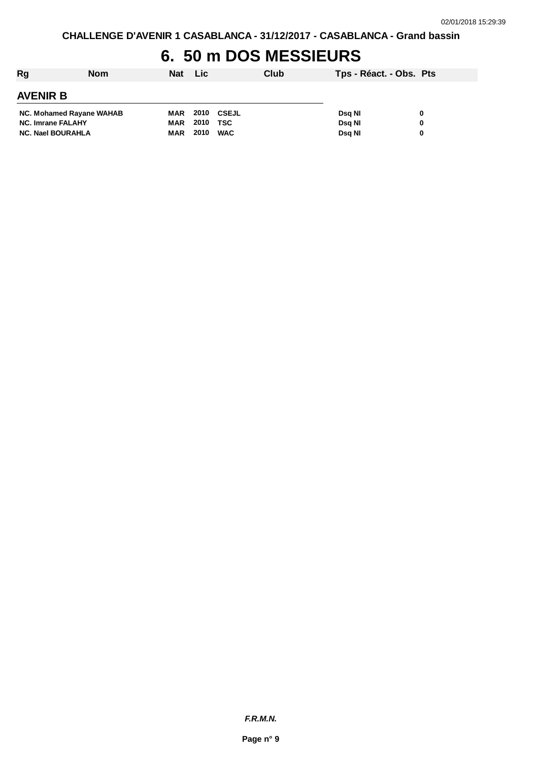# 6. 50 m DOS MESSIEURS

| Rg | Nom | Nat | Lic | Club | Tps - Réact. - Obs. | Pts |
|---|---|---|---|---|---|---|

## AVENIR B

| Rg | Nom | Nat | Lic | Club | Tps - Réact. - Obs. | Pts |
|---|---|---|---|---|---|---|
| NC. | Mohamed Rayane WAHAB | MAR | 2010 | CSEJL | Dsq NI | 0 |
| NC. | Imrane FALAHY | MAR | 2010 | TSC | Dsq NI | 0 |
| NC. | Nael BOURAHLA | MAR | 2010 | WAC | Dsq NI | 0 |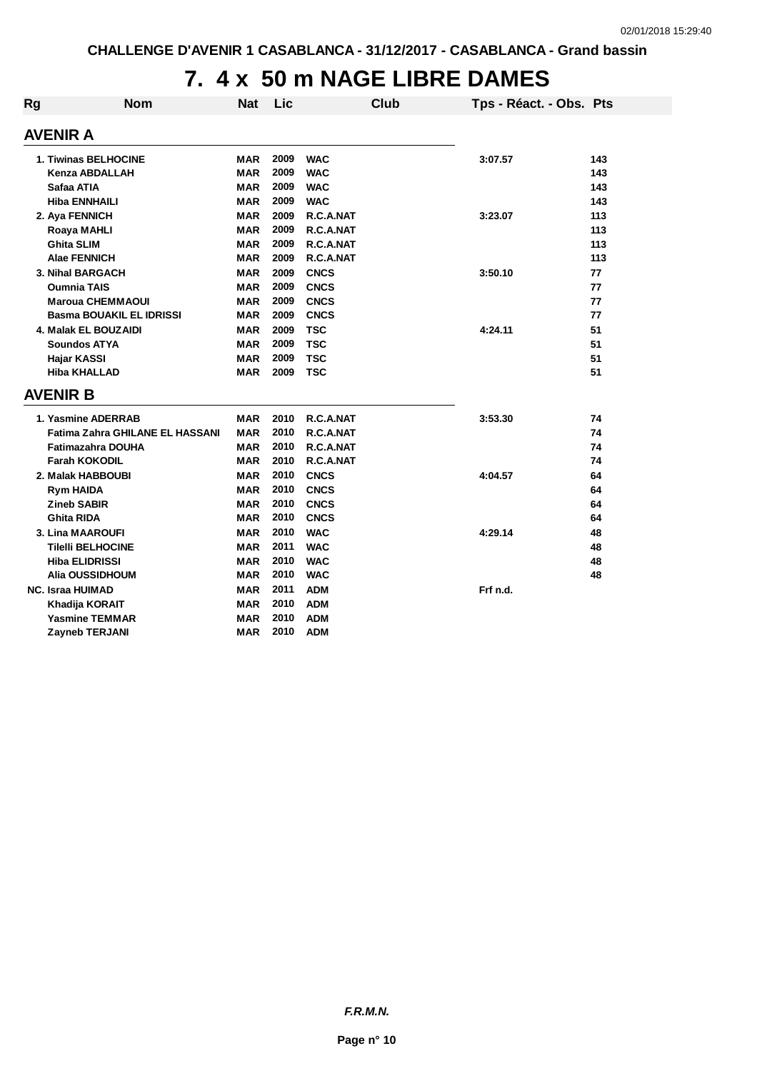# 7. 4 x 50 m NAGE LIBRE DAMES

| Rg | Nom | Nat | Lic | Club | Tps - Réact. - Obs. | Pts |
|---|---|---|---|---|---|---|
| **AVENIR A** | | | | | | |
| 1. | Tiwinas BELHOCINE | MAR | 2009 | WAC | 3:07.57 | 143 |
| | Kenza ABDALLAH | MAR | 2009 | WAC | | 143 |
| | Safaa ATIA | MAR | 2009 | WAC | | 143 |
| | Hiba ENNHAILI | MAR | 2009 | WAC | | 143 |
| 2. | Aya FENNICH | MAR | 2009 | R.C.A.NAT | 3:23.07 | 113 |
| | Roaya MAHLI | MAR | 2009 | R.C.A.NAT | | 113 |
| | Ghita SLIM | MAR | 2009 | R.C.A.NAT | | 113 |
| | Alae FENNICH | MAR | 2009 | R.C.A.NAT | | 113 |
| 3. | Nihal BARGACH | MAR | 2009 | CNCS | 3:50.10 | 77 |
| | Oumnia TAIS | MAR | 2009 | CNCS | | 77 |
| | Maroua CHEMMAOUI | MAR | 2009 | CNCS | | 77 |
| | Basma BOUAKIL EL IDRISSI | MAR | 2009 | CNCS | | 77 |
| 4. | Malak EL BOUZAIDI | MAR | 2009 | TSC | 4:24.11 | 51 |
| | Soundos ATYA | MAR | 2009 | TSC | | 51 |
| | Hajar KASSI | MAR | 2009 | TSC | | 51 |
| | Hiba KHALLAD | MAR | 2009 | TSC | | 51 |
| **AVENIR B** | | | | | | |
| 1. | Yasmine ADERRAB | MAR | 2010 | R.C.A.NAT | 3:53.30 | 74 |
| | Fatima Zahra GHILANE EL HASSANI | MAR | 2010 | R.C.A.NAT | | 74 |
| | Fatimazahra DOUHA | MAR | 2010 | R.C.A.NAT | | 74 |
| | Farah KOKODIL | MAR | 2010 | R.C.A.NAT | | 74 |
| 2. | Malak HABBOUBI | MAR | 2010 | CNCS | 4:04.57 | 64 |
| | Rym HAIDA | MAR | 2010 | CNCS | | 64 |
| | Zineb SABIR | MAR | 2010 | CNCS | | 64 |
| | Ghita RIDA | MAR | 2010 | CNCS | | 64 |
| 3. | Lina MAAROUFI | MAR | 2010 | WAC | 4:29.14 | 48 |
| | Tilelli BELHOCINE | MAR | 2011 | WAC | | 48 |
| | Hiba ELIDRISSI | MAR | 2010 | WAC | | 48 |
| | Alia OUSSIDHOUM | MAR | 2010 | WAC | | 48 |
| NC. | Israa HUIMAD | MAR | 2011 | ADM | Frf n.d. | |
| | Khadija KORAIT | MAR | 2010 | ADM | | |
| | Yasmine TEMMAR | MAR | 2010 | ADM | | |
| | Zayneb TERJANI | MAR | 2010 | ADM | | |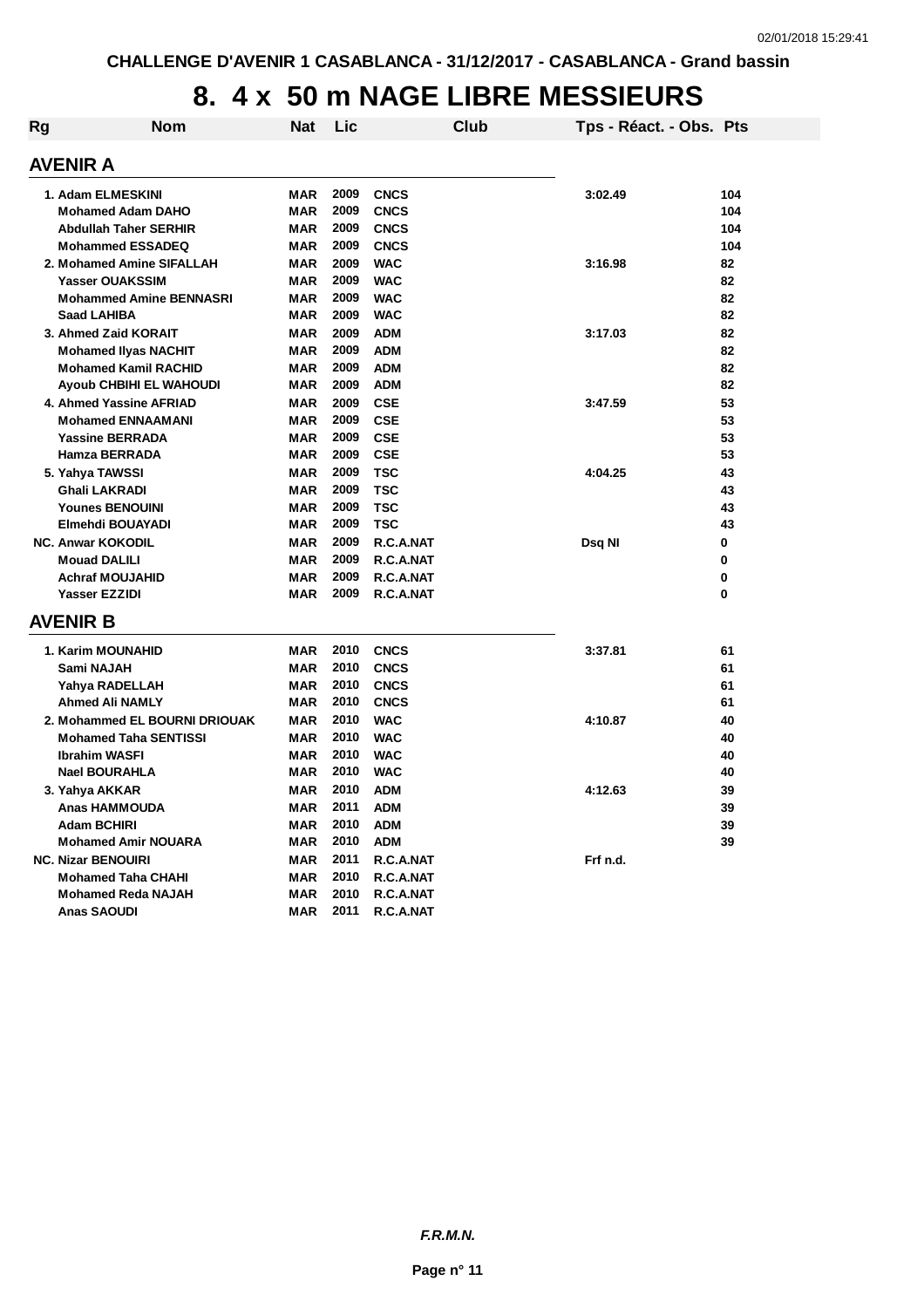# 8. 4 x 50 m NAGE LIBRE MESSIEURS

| Rg | Nom | Nat | Lic | Club | Tps - Réact. - Obs. | Pts |
|---|---|---|---|---|---|---|

## AVENIR A

| Rg | Nom | Nat | Lic | Club | Tps - Réact. - Obs. | Pts |
|---|---|---|---|---|---|---|
| 1. | Adam ELMESKINI | MAR | 2009 | CNCS | 3:02.49 | 104 |
| | Mohamed Adam DAHO | MAR | 2009 | CNCS | | 104 |
| | Abdullah Taher SERHIR | MAR | 2009 | CNCS | | 104 |
| | Mohammed ESSADEQ | MAR | 2009 | CNCS | | 104 |
| 2. | Mohamed Amine SIFALLAH | MAR | 2009 | WAC | 3:16.98 | 82 |
| | Yasser OUAKSSIM | MAR | 2009 | WAC | | 82 |
| | Mohammed Amine BENNASRI | MAR | 2009 | WAC | | 82 |
| | Saad LAHIBA | MAR | 2009 | WAC | | 82 |
| 3. | Ahmed Zaid KORAIT | MAR | 2009 | ADM | 3:17.03 | 82 |
| | Mohamed Ilyas NACHIT | MAR | 2009 | ADM | | 82 |
| | Mohamed Kamil RACHID | MAR | 2009 | ADM | | 82 |
| | Ayoub CHBIHI EL WAHOUDI | MAR | 2009 | ADM | | 82 |
| 4. | Ahmed Yassine AFRIAD | MAR | 2009 | CSE | 3:47.59 | 53 |
| | Mohamed ENNAAMANI | MAR | 2009 | CSE | | 53 |
| | Yassine BERRADA | MAR | 2009 | CSE | | 53 |
| | Hamza BERRADA | MAR | 2009 | CSE | | 53 |
| 5. | Yahya TAWSSI | MAR | 2009 | TSC | 4:04.25 | 43 |
| | Ghali LAKRADI | MAR | 2009 | TSC | | 43 |
| | Younes BENOUINI | MAR | 2009 | TSC | | 43 |
| | Elmehdi BOUAYADI | MAR | 2009 | TSC | | 43 |
| NC. | Anwar KOKODIL | MAR | 2009 | R.C.A.NAT | Dsq NI | 0 |
| | Mouad DALILI | MAR | 2009 | R.C.A.NAT | | 0 |
| | Achraf MOUJAHID | MAR | 2009 | R.C.A.NAT | | 0 |
| | Yasser EZZIDI | MAR | 2009 | R.C.A.NAT | | 0 |

## AVENIR B

| Rg | Nom | Nat | Lic | Club | Tps - Réact. - Obs. | Pts |
|---|---|---|---|---|---|---|
| 1. | Karim MOUNAHID | MAR | 2010 | CNCS | 3:37.81 | 61 |
| | Sami NAJAH | MAR | 2010 | CNCS | | 61 |
| | Yahya RADELLAH | MAR | 2010 | CNCS | | 61 |
| | Ahmed Ali NAMLY | MAR | 2010 | CNCS | | 61 |
| 2. | Mohammed EL BOURNI DRIOUAK | MAR | 2010 | WAC | 4:10.87 | 40 |
| | Mohamed Taha SENTISSI | MAR | 2010 | WAC | | 40 |
| | Ibrahim WASFI | MAR | 2010 | WAC | | 40 |
| | Nael BOURAHLA | MAR | 2010 | WAC | | 40 |
| 3. | Yahya AKKAR | MAR | 2010 | ADM | 4:12.63 | 39 |
| | Anas HAMMOUDA | MAR | 2011 | ADM | | 39 |
| | Adam BCHIRI | MAR | 2010 | ADM | | 39 |
| | Mohamed Amir NOUARA | MAR | 2010 | ADM | | 39 |
| NC. | Nizar BENOUIRI | MAR | 2011 | R.C.A.NAT | Frf n.d. | |
| | Mohamed Taha CHAHI | MAR | 2010 | R.C.A.NAT | | |
| | Mohamed Reda NAJAH | MAR | 2010 | R.C.A.NAT | | |
| | Anas SAOUDI | MAR | 2011 | R.C.A.NAT | | |